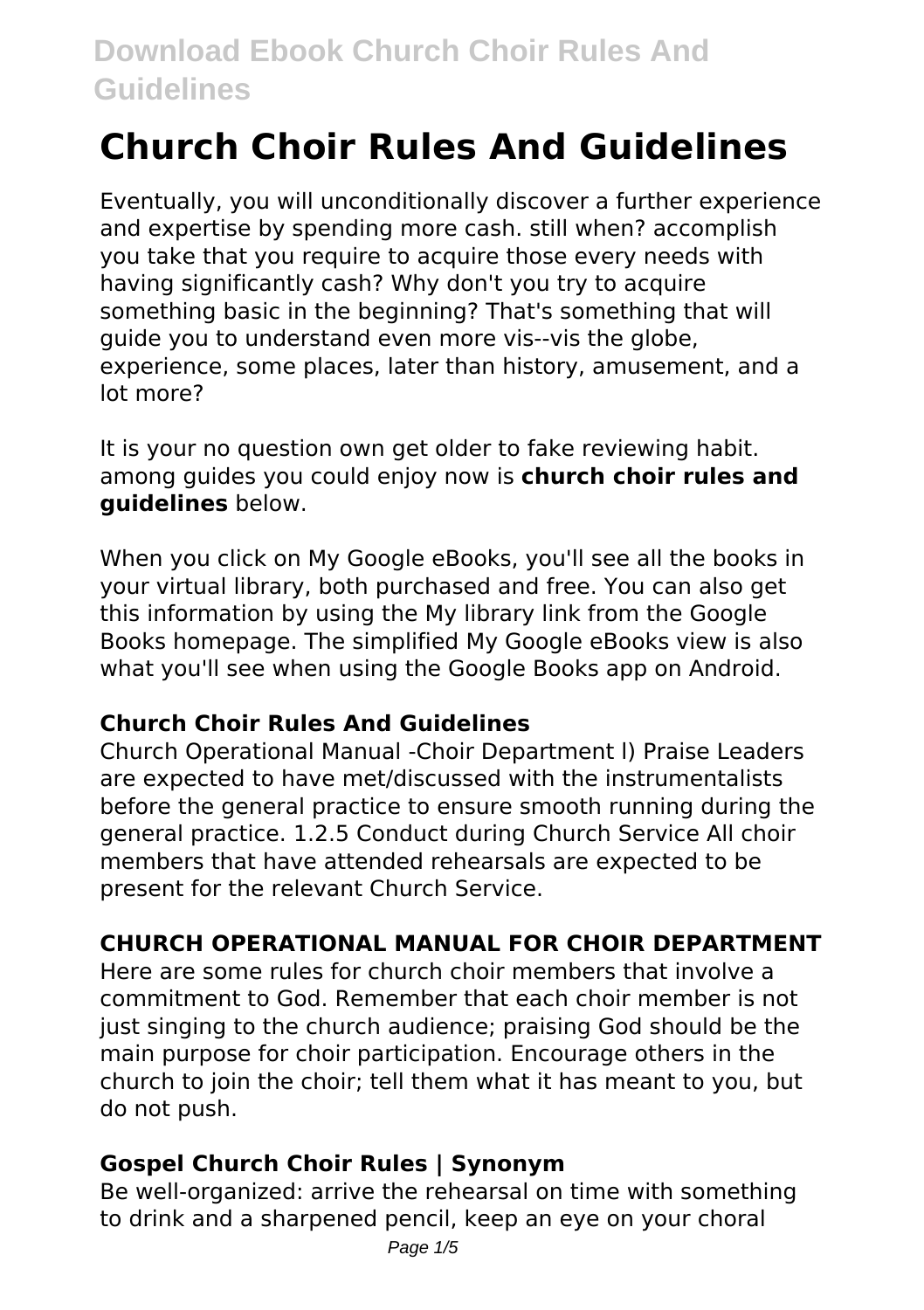# Church Choir Rules And Guidelines

Eventually, you will unconditionally discover a further experience and expertise by spending more cash. still when? accomplish you take that you require to acquire those every needs with having significantly cash? Why don't you try to acquire something basic in the beginning? That's something that will guide you to understand even more vis--vis the globe, experience, some places, later than history, amusement, and a lot more?

It is your no question own get older to fake reviewing habit. among guides you could enjoy now is **church choir rules and guidelines** below.

When you click on My Google eBooks, you'll see all the books in your virtual library, both purchased and free. You can also get this information by using the My library link from the Google Books homepage. The simplified My Google eBooks view is also what you'll see when using the Google Books app on Android.

### Church Choir Rules And Guidelines

Church Operational Manual -Choir Department l) Praise Leaders are expected to have met/discussed with the instrumentalists before the general practice to ensure smooth running during the general practice. 1.2.5 Conduct during Church Service All choir members that have attended rehearsals are expected to be present for the relevant Church Service.

### CHURCH OPERATIONAL MANUAL FOR CHOIR DEPARTMENT

Here are some rules for church choir members that involve a commitment to God. Remember that each choir member is not just singing to the church audience; praising God should be the main purpose for choir participation. Encourage others in the church to join the choir; tell them what it has meant to you, but do not push.

### Gospel Church Choir Rules | Synonym

Be well-organized: arrive the rehearsal on time with something to drink and a sharpened pencil, keep an eye on your choral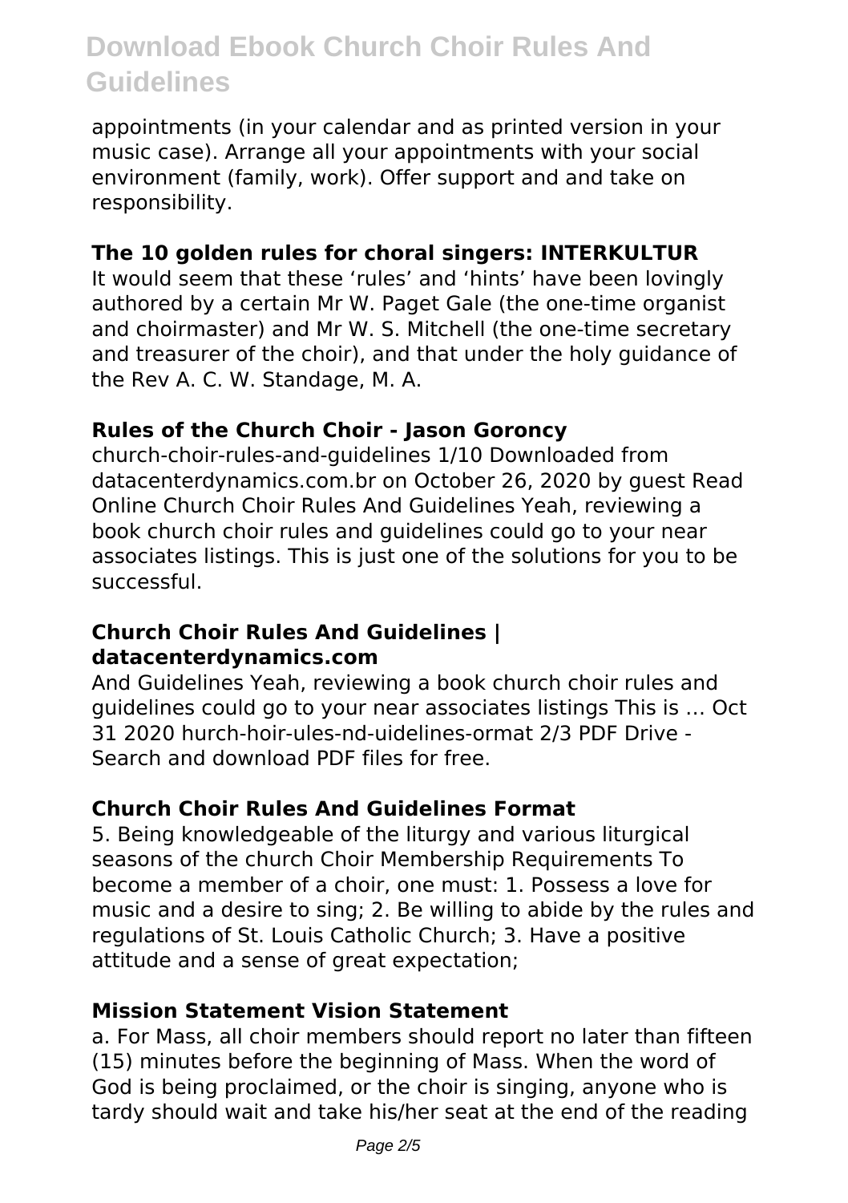appointments (in your calendar and as printed version in your music case). Arrange all your appointments with your social environment (family, work). Offer support and and take on responsibility.

### The 10 golden rules for choral singers: INTERKULTUR

It would seem that these 'rules' and 'hints' have been lovingly authored by a certain Mr W. Paget Gale (the one-time organist and choirmaster) and Mr W. S. Mitchell (the one-time secretary and treasurer of the choir), and that under the holy guidance of the Rev A. C. W. Standage, M. A.

### Rules of the Church Choir - Jason Goroncy

church-choir-rules-and-guidelines 1/10 Downloaded from datacenterdynamics.com.br on October 26, 2020 by guest Read Online Church Choir Rules And Guidelines Yeah, reviewing a book church choir rules and guidelines could go to your near associates listings. This is just one of the solutions for you to be successful.

### Church Choir Rules And Guidelines | datacenterdynamics.com

And Guidelines Yeah, reviewing a book church choir rules and guidelines could go to your near associates listings This is … Oct 31 2020 hurch-hoir-ules-nd-uidelines-ormat 2/3 PDF Drive - Search and download PDF files for free.

### Church Choir Rules And Guidelines Format

5. Being knowledgeable of the liturgy and various liturgical seasons of the church Choir Membership Requirements To become a member of a choir, one must: 1. Possess a love for music and a desire to sing; 2. Be willing to abide by the rules and regulations of St. Louis Catholic Church; 3. Have a positive attitude and a sense of great expectation;

### Mission Statement Vision Statement

a. For Mass, all choir members should report no later than fifteen (15) minutes before the beginning of Mass. When the word of God is being proclaimed, or the choir is singing, anyone who is tardy should wait and take his/her seat at the end of the reading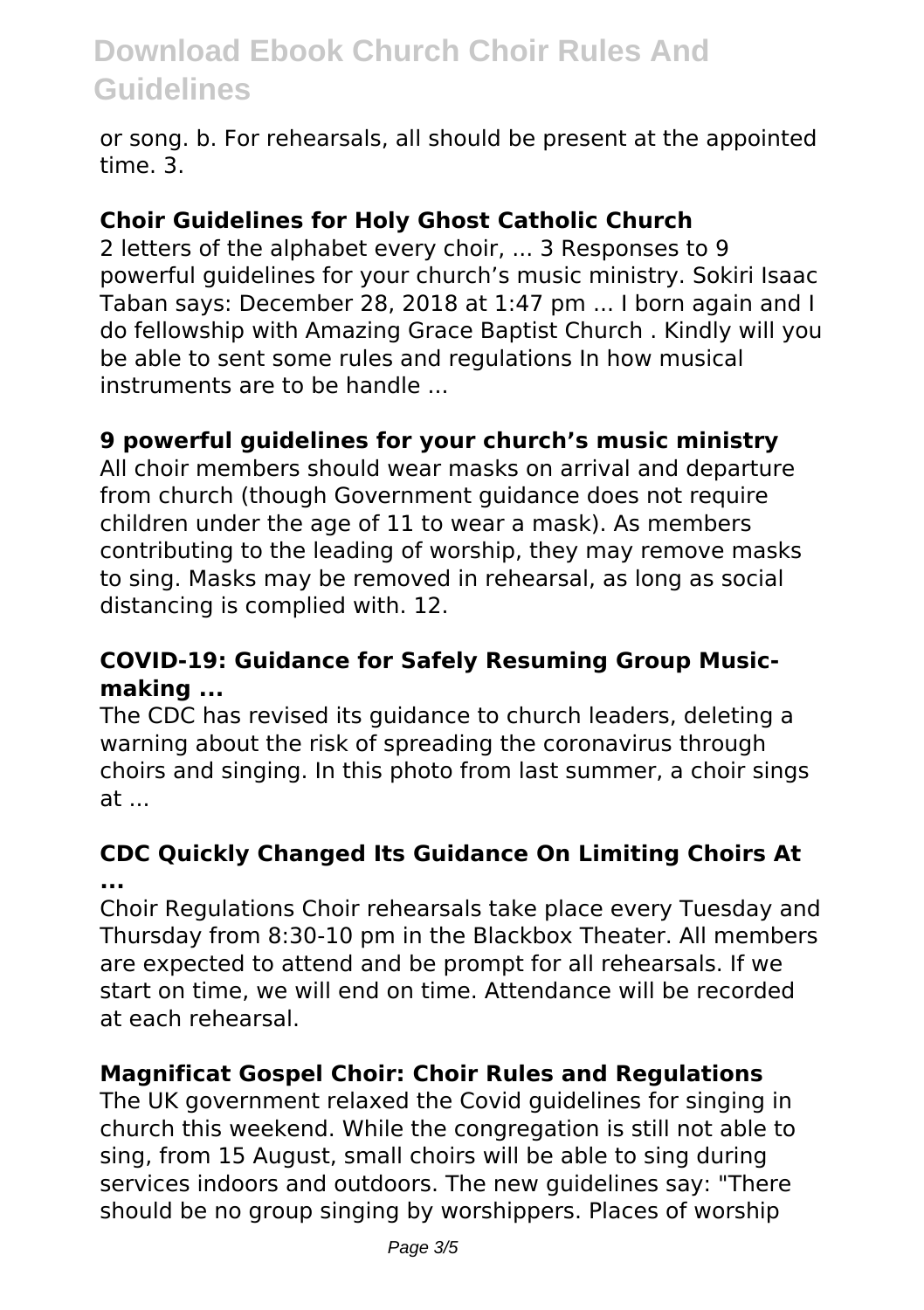or song. b. For rehearsals, all should be present at the appointed time. 3.

### Choir Guidelines for Holy Ghost Catholic Church

2 letters of the alphabet every choir, ... 3 Responses to 9 powerful guidelines for your church's music ministry. Sokiri Isaac Taban says: December 28, 2018 at 1:47 pm ... I born again and I do fellowship with Amazing Grace Baptist Church . Kindly will you be able to sent some rules and regulations In how musical instruments are to be handle ...

### 9 powerful guidelines for your church's music ministry

All choir members should wear masks on arrival and departure from church (though Government guidance does not require children under the age of 11 to wear a mask). As members contributing to the leading of worship, they may remove masks to sing. Masks may be removed in rehearsal, as long as social distancing is complied with. 12.

### COVID-19: Guidance for Safely Resuming Group Music-making ...

The CDC has revised its guidance to church leaders, deleting a warning about the risk of spreading the coronavirus through choirs and singing. In this photo from last summer, a choir sings at ...

### CDC Quickly Changed Its Guidance On Limiting Choirs At ...

Choir Regulations Choir rehearsals take place every Tuesday and Thursday from 8:30-10 pm in the Blackbox Theater. All members are expected to attend and be prompt for all rehearsals. If we start on time, we will end on time. Attendance will be recorded at each rehearsal.

### Magnificat Gospel Choir: Choir Rules and Regulations

The UK government relaxed the Covid guidelines for singing in church this weekend. While the congregation is still not able to sing, from 15 August, small choirs will be able to sing during services indoors and outdoors. The new guidelines say: "There should be no group singing by worshippers. Places of worship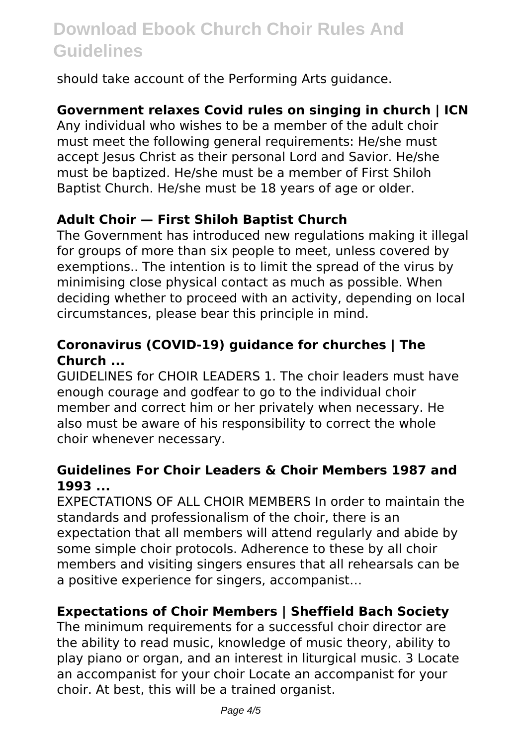should take account of the Performing Arts guidance.

**Government relaxes Covid rules on singing in church | ICN**

Any individual who wishes to be a member of the adult choir must meet the following general requirements: He/she must accept Jesus Christ as their personal Lord and Savior. He/she must be baptized. He/she must be a member of First Shiloh Baptist Church. He/she must be 18 years of age or older.

**Adult Choir — First Shiloh Baptist Church**

The Government has introduced new regulations making it illegal for groups of more than six people to meet, unless covered by exemptions.. The intention is to limit the spread of the virus by minimising close physical contact as much as possible. When deciding whether to proceed with an activity, depending on local circumstances, please bear this principle in mind.

**Coronavirus (COVID-19) guidance for churches | The Church ...**

GUIDELINES for CHOIR LEADERS 1. The choir leaders must have enough courage and godfear to go to the individual choir member and correct him or her privately when necessary. He also must be aware of his responsibility to correct the whole choir whenever necessary.

**Guidelines For Choir Leaders & Choir Members 1987 and 1993 ...**

EXPECTATIONS OF ALL CHOIR MEMBERS In order to maintain the standards and professionalism of the choir, there is an expectation that all members will attend regularly and abide by some simple choir protocols. Adherence to these by all choir members and visiting singers ensures that all rehearsals can be a positive experience for singers, accompanist...

**Expectations of Choir Members | Sheffield Bach Society**

The minimum requirements for a successful choir director are the ability to read music, knowledge of music theory, ability to play piano or organ, and an interest in liturgical music. 3 Locate an accompanist for your choir Locate an accompanist for your choir. At best, this will be a trained organist.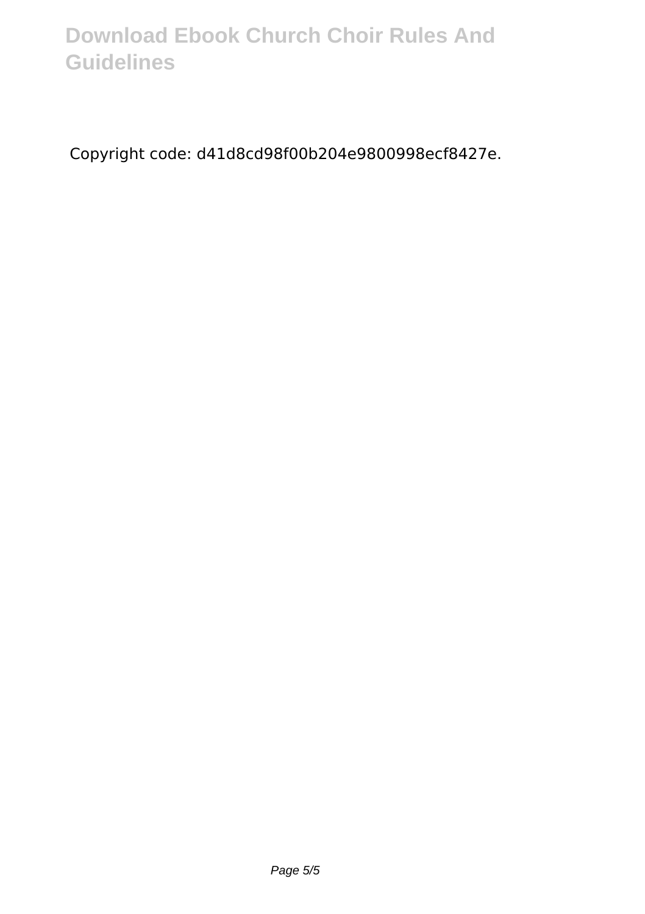Copyright code: d41d8cd98f00b204e9800998ecf8427e.